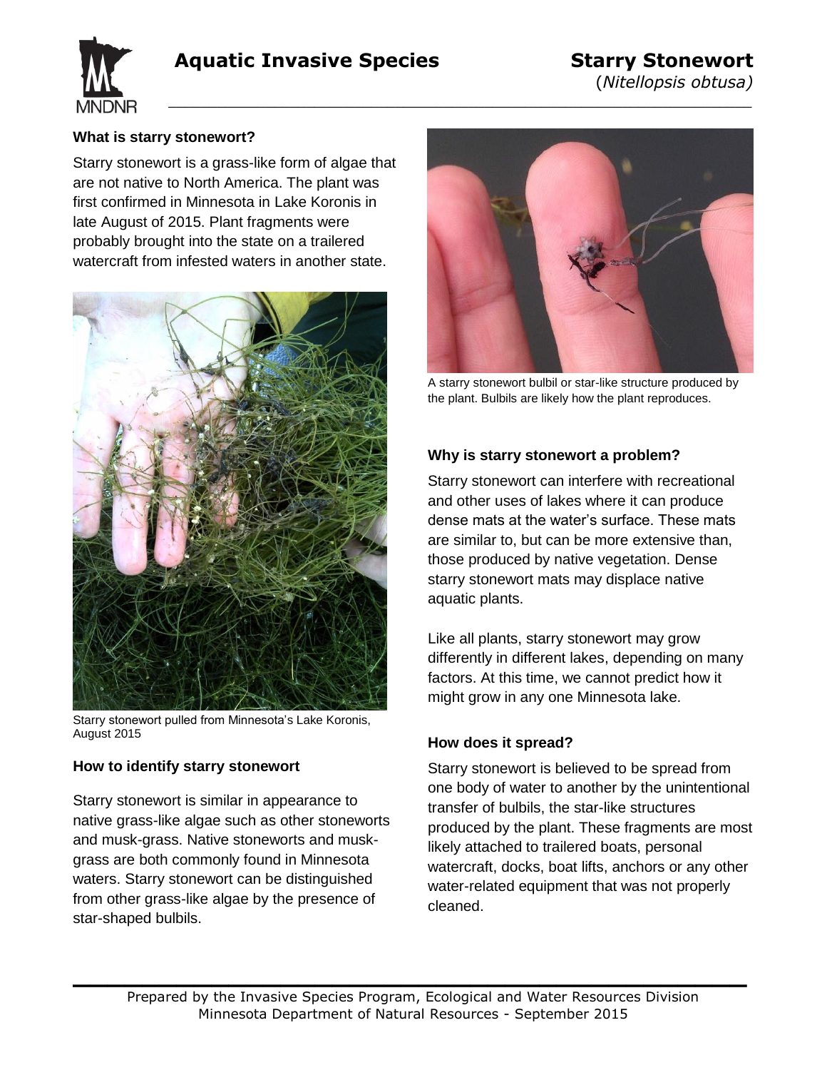# Aquatic Invasive Species

## Starry Stonewort

(*Nitellopsis obtusa)*

### What is starry stonewort?

Starry stonewort is a grass-like form of algae that are not native to North America. The plant was first confirmed in Minnesota in Lake Koronis in late August of 2015. Plant fragments were probably brought into the state on a trailered watercraft from infested waters in another state.

Starry stonewort pulled from Minnesota's Lake Koronis, August 2015

### How to identify starry stonewort

Starry stonewort is similar in appearance to native grass-like algae such as other stoneworts and musk-grass. Native stoneworts and musk-grass are both commonly found in Minnesota waters. Starry stonewort can be distinguished from other grass-like algae by the presence of star-shaped bulbils.

A starry stonewort bulbil or star-like structure produced by the plant. Bulbils are likely how the plant reproduces.

### Why is starry stonewort a problem?

Starry stonewort can interfere with recreational and other uses of lakes where it can produce dense mats at the water's surface. These mats are similar to, but can be more extensive than, those produced by native vegetation. Dense starry stonewort mats may displace native aquatic plants.

Like all plants, starry stonewort may grow differently in different lakes, depending on many factors. At this time, we cannot predict how it might grow in any one Minnesota lake.

### How does it spread?

Starry stonewort is believed to be spread from one body of water to another by the unintentional transfer of bulbils, the star-like structures produced by the plant. These fragments are most likely attached to trailered boats, personal watercraft, docks, boat lifts, anchors or any other water-related equipment that was not properly cleaned.

Prepared by the Invasive Species Program, Ecological and Water Resources Division
Minnesota Department of Natural Resources - September 2015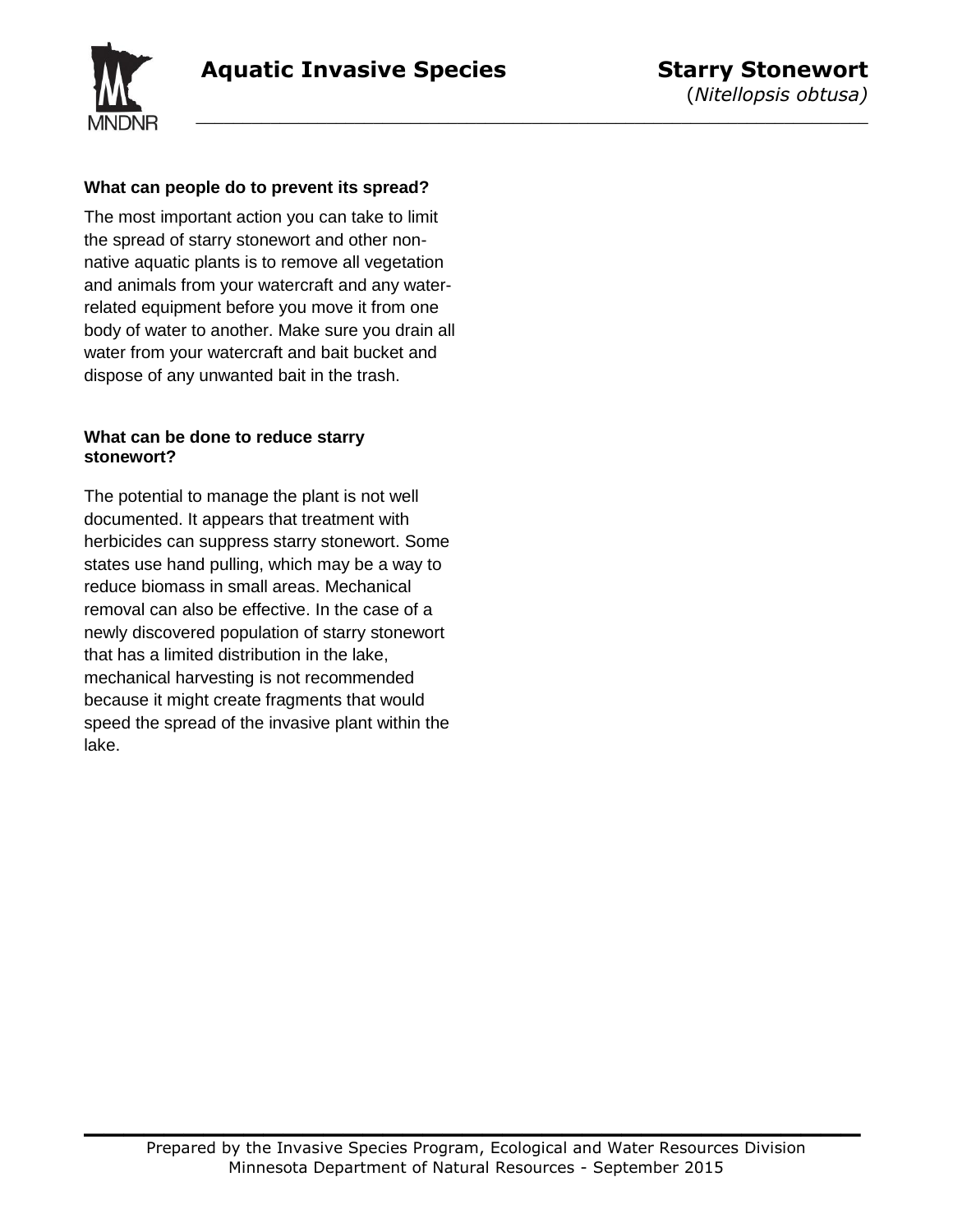### What can people do to prevent its spread?

The most important action you can take to limit the spread of starry stonewort and other non-native aquatic plants is to remove all vegetation and animals from your watercraft and any water-related equipment before you move it from one body of water to another. Make sure you drain all water from your watercraft and bait bucket and dispose of any unwanted bait in the trash.

### What can be done to reduce starry stonewort?

The potential to manage the plant is not well documented. It appears that treatment with herbicides can suppress starry stonewort. Some states use hand pulling, which may be a way to reduce biomass in small areas. Mechanical removal can also be effective. In the case of a newly discovered population of starry stonewort that has a limited distribution in the lake, mechanical harvesting is not recommended because it might create fragments that would speed the spread of the invasive plant within the lake.

Prepared by the Invasive Species Program, Ecological and Water Resources Division
Minnesota Department of Natural Resources - September 2015